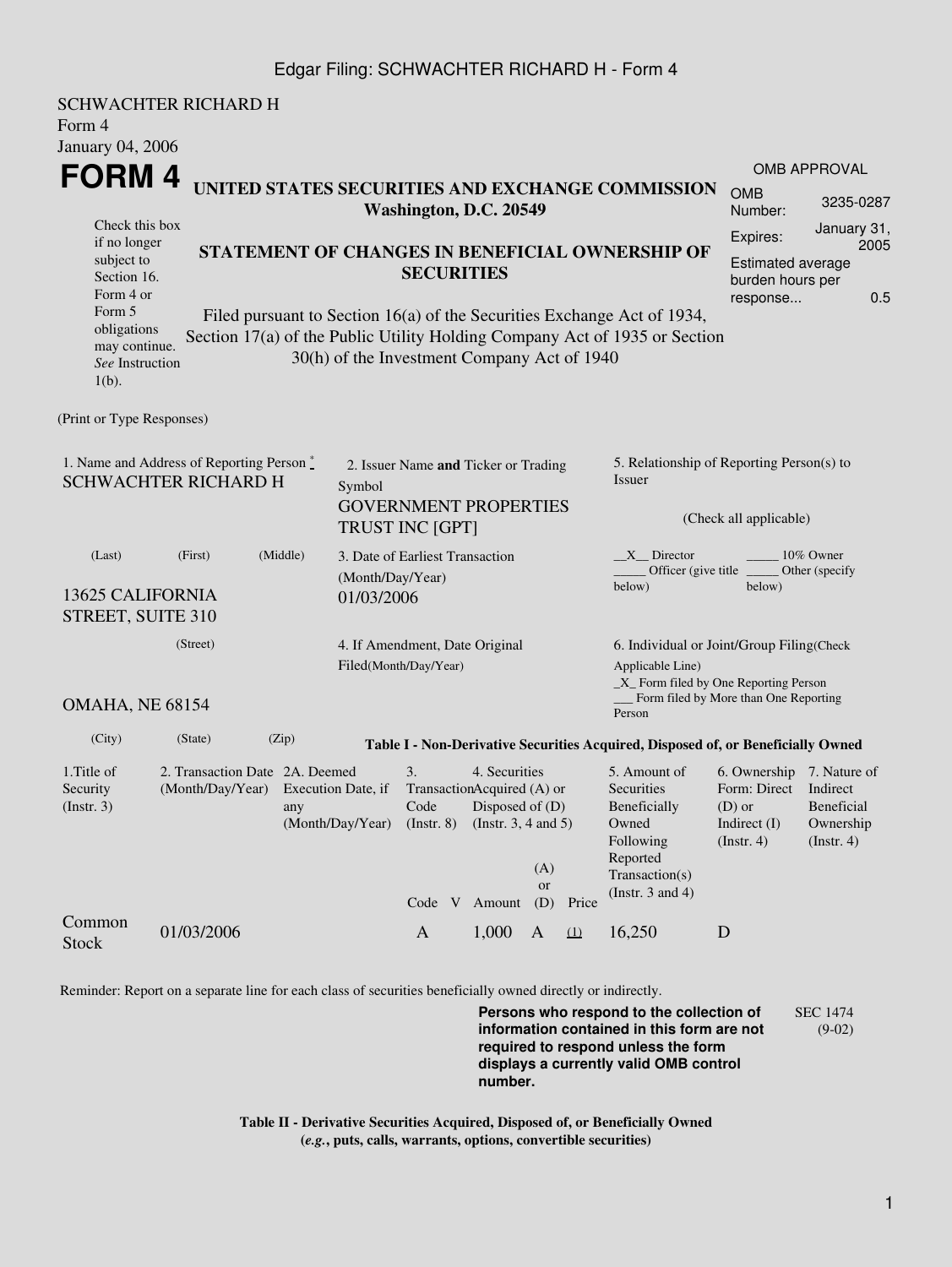SCHWACHTER RICHARD H
Form 4
January 04, 2006

# FORM 4

**UNITED STATES SECURITIES AND EXCHANGE COMMISSION**
**Washington, D.C. 20549**

| OMB APPROVAL | |
|---|---|
| OMB Number: | 3235-0287 |
| Expires: | January 31, 2005 |
| Estimated average burden hours per response... | 0.5 |

Check this box if no longer subject to Section 16. Form 4 or Form 5 obligations may continue. *See* Instruction 1(b).

**STATEMENT OF CHANGES IN BENEFICIAL OWNERSHIP OF SECURITIES**

Filed pursuant to Section 16(a) of the Securities Exchange Act of 1934, Section 17(a) of the Public Utility Holding Company Act of 1935 or Section 30(h) of the Investment Company Act of 1940

(Print or Type Responses)

1. Name and Address of Reporting Person *
SCHWACHTER RICHARD H

(Last) (First) (Middle)

13625 CALIFORNIA STREET, SUITE 310

(Street)

OMAHA, NE 68154

(City) (State) (Zip)

2. Issuer Name **and** Ticker or Trading Symbol
GOVERNMENT PROPERTIES TRUST INC [GPT]

3. Date of Earliest Transaction (Month/Day/Year)
01/03/2006

4. If Amendment, Date Original Filed(Month/Day/Year)

5. Relationship of Reporting Person(s) to Issuer

(Check all applicable)

\_\_X\_\_ Director
\_\_\_\_\_ 10% Owner
\_\_\_\_\_ Officer (give title below)
\_\_\_\_\_ Other (specify below)

6. Individual or Joint/Group Filing(Check Applicable Line)
\_X\_ Form filed by One Reporting Person
\_\_\_ Form filed by More than One Reporting Person

**Table I - Non-Derivative Securities Acquired, Disposed of, or Beneficially Owned**

| 1.Title of Security (Instr. 3) | 2. Transaction Date (Month/Day/Year) | 2A. Deemed Execution Date, if any (Month/Day/Year) | 3. Transaction Code (Instr. 8) | | 4. Securities Acquired (A) or Disposed of (D) (Instr. 3, 4 and 5) | | | 5. Amount of Securities Beneficially Owned Following Reported Transaction(s) (Instr. 3 and 4) | 6. Ownership Form: Direct (D) or Indirect (I) (Instr. 4) | 7. Nature of Indirect Beneficial Ownership (Instr. 4) |
|---|---|---|---|---|---|---|---|---|---|---|
| | | | Code | V | Amount | (A) or (D) | Price | | | |
| Common Stock | 01/03/2006 | | A | | 1,000 | A | (1) | 16,250 | D | |

Reminder: Report on a separate line for each class of securities beneficially owned directly or indirectly.

**Persons who respond to the collection of information contained in this form are not required to respond unless the form displays a currently valid OMB control number.**

SEC 1474 (9-02)

**Table II - Derivative Securities Acquired, Disposed of, or Beneficially Owned**
**(*e.g.*, puts, calls, warrants, options, convertible securities)**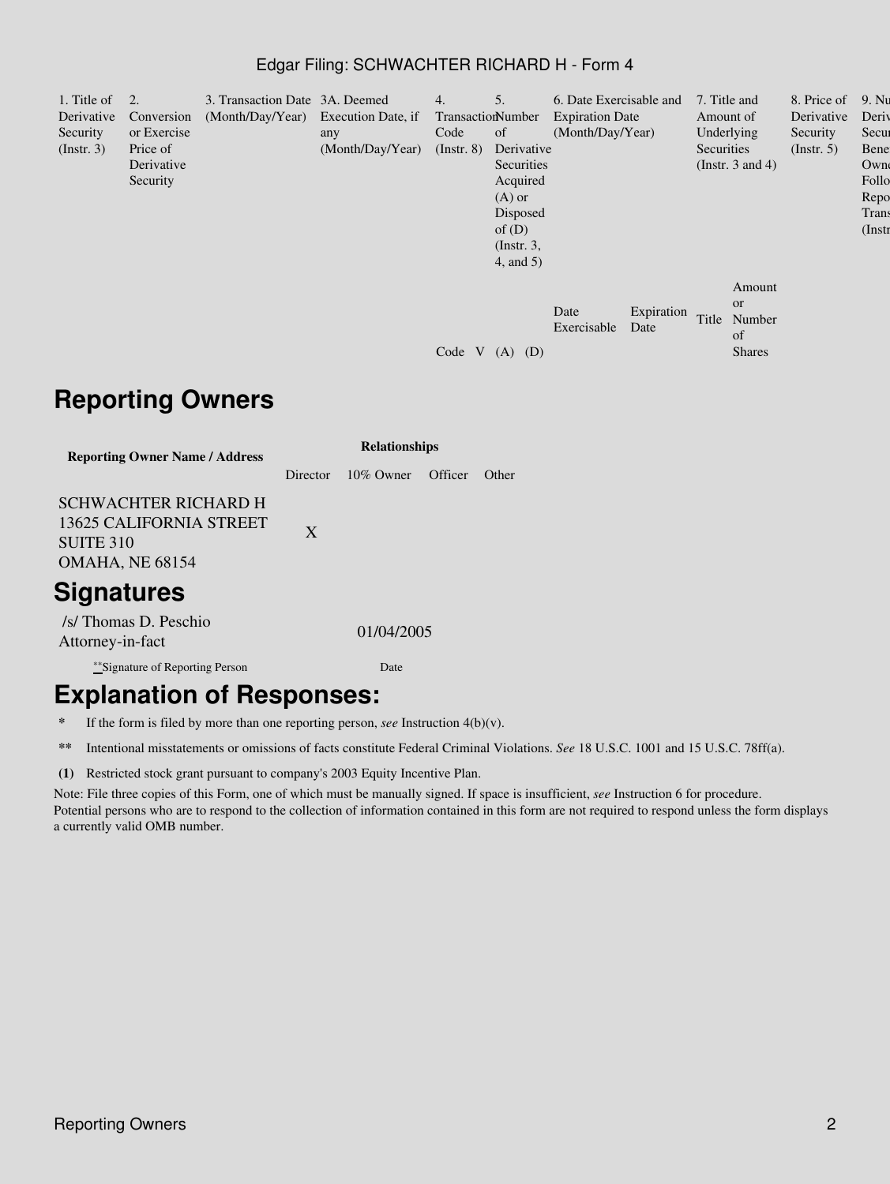| 1. Title of Derivative Security (Instr. 3) | 2. Conversion or Exercise Price of Derivative Security | 3. Transaction Date (Month/Day/Year) | 3A. Deemed Execution Date, if any (Month/Day/Year) | 4. Transaction Code (Instr. 8) | | 5. Number of Derivative Securities Acquired (A) or Disposed of (D) (Instr. 3, 4, and 5) | | 6. Date Exercisable and Expiration Date (Month/Day/Year) | | 7. Title and Amount of Underlying Securities (Instr. 3 and 4) | | 8. Price of Derivative Security (Instr. 5) | 9. Nu Deriv Secur Bene Owne Follo Repo Trans (Instr |
|---|---|---|---|---|---|---|---|---|---|---|---|---|---|
| | | | | Code | V | (A) | (D) | Date Exercisable | Expiration Date | Title | Amount or Number of Shares | | |

# Reporting Owners

| Reporting Owner Name / Address | Relationships | | | |
|---|---|---|---|---|
| | Director | 10% Owner | Officer | Other |
| SCHWACHTER RICHARD H<br>13625 CALIFORNIA STREET<br>SUITE 310<br>OMAHA, NE 68154 | X | | | |

# Signatures

| | |
|---|---|
| /s/ Thomas D. Peschio Attorney-in-fact | 01/04/2005 |
| **Signature of Reporting Person | Date |

# Explanation of Responses:

* If the form is filed by more than one reporting person, *see* Instruction 4(b)(v).

** Intentional misstatements or omissions of facts constitute Federal Criminal Violations. *See* 18 U.S.C. 1001 and 15 U.S.C. 78ff(a).

**(1)** Restricted stock grant pursuant to company's 2003 Equity Incentive Plan.

Note: File three copies of this Form, one of which must be manually signed. If space is insufficient, *see* Instruction 6 for procedure.
Potential persons who are to respond to the collection of information contained in this form are not required to respond unless the form displays a currently valid OMB number.